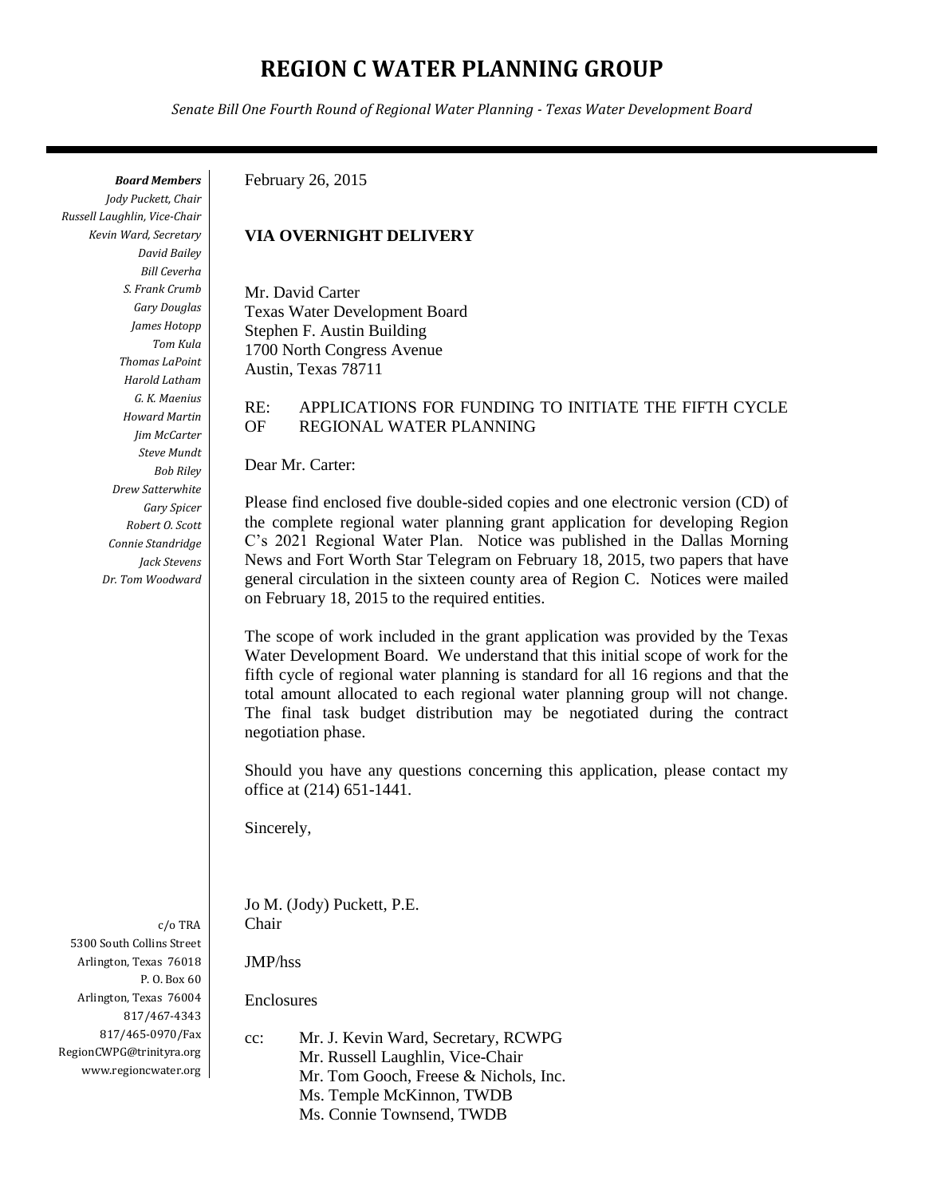# REGION C WATER PLANNING GROUP

*Senate Bill One Fourth Round of Regional Water Planning - Texas Water Development Board*

***Board Members***
*Jody Puckett, Chair*
*Russell Laughlin, Vice-Chair*
*Kevin Ward, Secretary*
*David Bailey*
*Bill Ceverha*
*S. Frank Crumb*
*Gary Douglas*
*James Hotopp*
*Tom Kula*
*Thomas LaPoint*
*Harold Latham*
*G. K. Maenius*
*Howard Martin*
*Jim McCarter*
*Steve Mundt*
*Bob Riley*
*Drew Satterwhite*
*Gary Spicer*
*Robert O. Scott*
*Connie Standridge*
*Jack Stevens*
*Dr. Tom Woodward*

c/o TRA
5300 South Collins Street
Arlington, Texas 76018
P. O. Box 60
Arlington, Texas 76004
817/467-4343
817/465-0970/Fax
RegionCWPG@trinityra.org
www.regioncwater.org

February 26, 2015

**VIA OVERNIGHT DELIVERY**

Mr. David Carter
Texas Water Development Board
Stephen F. Austin Building
1700 North Congress Avenue
Austin, Texas 78711

RE: APPLICATIONS FOR FUNDING TO INITIATE THE FIFTH CYCLE OF REGIONAL WATER PLANNING

Dear Mr. Carter:

Please find enclosed five double-sided copies and one electronic version (CD) of the complete regional water planning grant application for developing Region C's 2021 Regional Water Plan. Notice was published in the Dallas Morning News and Fort Worth Star Telegram on February 18, 2015, two papers that have general circulation in the sixteen county area of Region C. Notices were mailed on February 18, 2015 to the required entities.

The scope of work included in the grant application was provided by the Texas Water Development Board. We understand that this initial scope of work for the fifth cycle of regional water planning is standard for all 16 regions and that the total amount allocated to each regional water planning group will not change. The final task budget distribution may be negotiated during the contract negotiation phase.

Should you have any questions concerning this application, please contact my office at (214) 651-1441.

Sincerely,

Jo M. (Jody) Puckett, P.E.
Chair

JMP/hss

Enclosures

cc: Mr. J. Kevin Ward, Secretary, RCWPG
Mr. Russell Laughlin, Vice-Chair
Mr. Tom Gooch, Freese & Nichols, Inc.
Ms. Temple McKinnon, TWDB
Ms. Connie Townsend, TWDB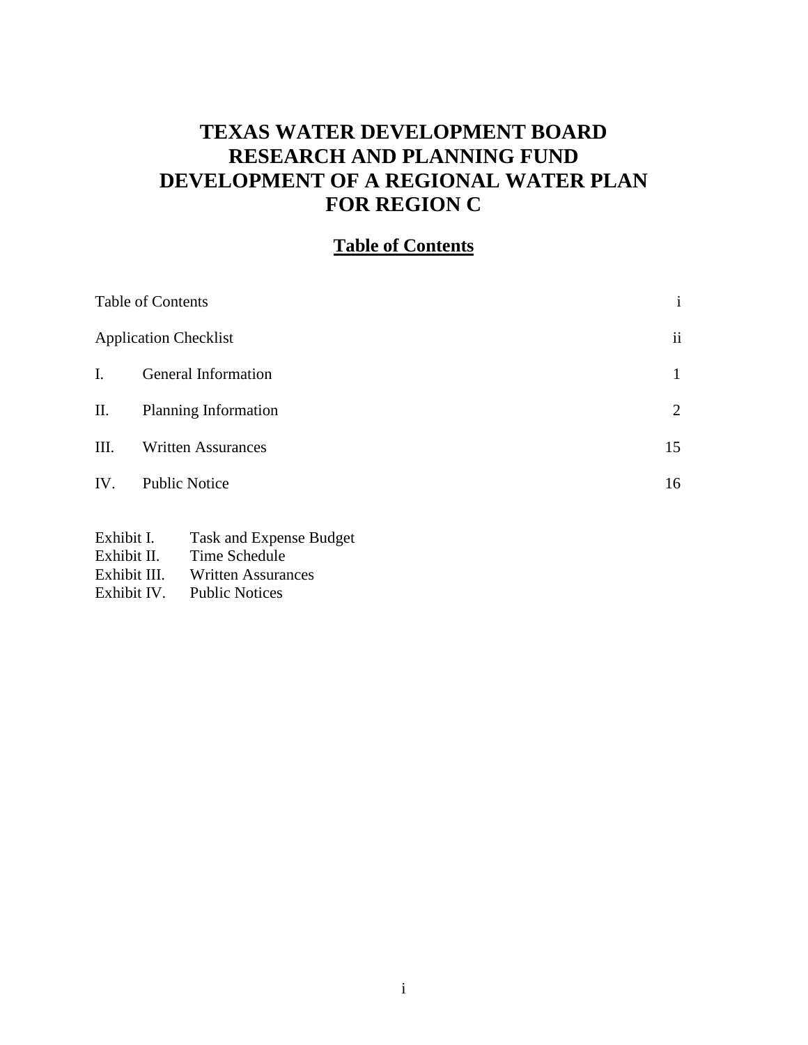# TEXAS WATER DEVELOPMENT BOARD
# RESEARCH AND PLANNING FUND
# DEVELOPMENT OF A REGIONAL WATER PLAN
# FOR REGION C

## Table of Contents

| | | |
|---|---|---|
| Table of Contents | | i |
| Application Checklist | | ii |
| I. | General Information | 1 |
| II. | Planning Information | 2 |
| III. | Written Assurances | 15 |
| IV. | Public Notice | 16 |

Exhibit I. Task and Expense Budget
Exhibit II. Time Schedule
Exhibit III. Written Assurances
Exhibit IV. Public Notices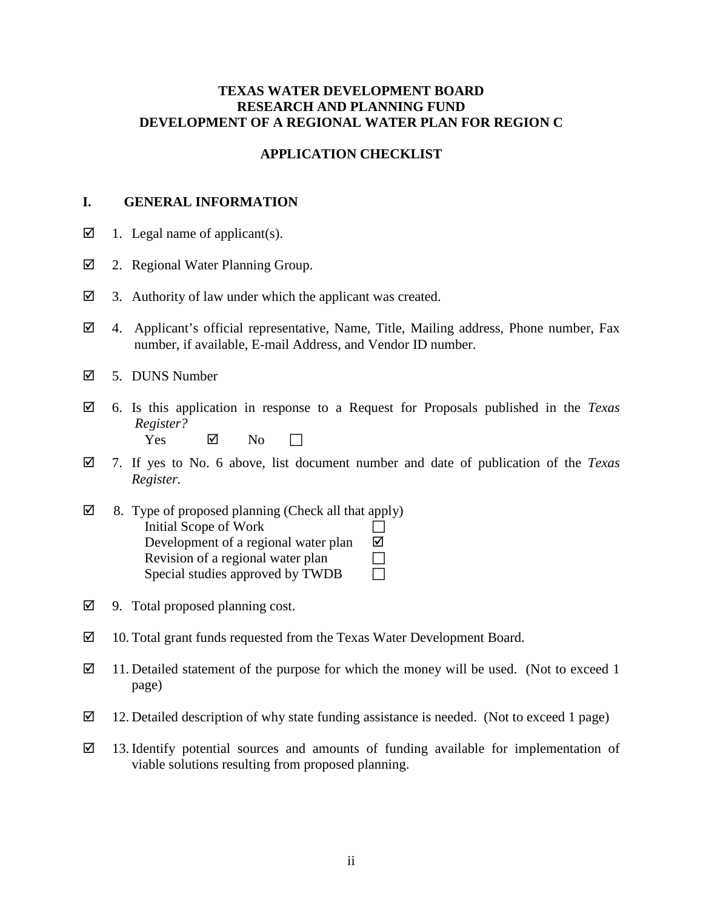**TEXAS WATER DEVELOPMENT BOARD**
**RESEARCH AND PLANNING FUND**
**DEVELOPMENT OF A REGIONAL WATER PLAN FOR REGION C**

**APPLICATION CHECKLIST**

## I. GENERAL INFORMATION

☑ 1. Legal name of applicant(s).

☑ 2. Regional Water Planning Group.

☑ 3. Authority of law under which the applicant was created.

☑ 4. Applicant's official representative, Name, Title, Mailing address, Phone number, Fax number, if available, E-mail Address, and Vendor ID number.

☑ 5. DUNS Number

☑ 6. Is this application in response to a Request for Proposals published in the *Texas Register?*
Yes ☑ No ☐

☑ 7. If yes to No. 6 above, list document number and date of publication of the *Texas Register.*

☑ 8. Type of proposed planning (Check all that apply)
Initial Scope of Work ☐
Development of a regional water plan ☑
Revision of a regional water plan ☐
Special studies approved by TWDB ☐

☑ 9. Total proposed planning cost.

☑ 10. Total grant funds requested from the Texas Water Development Board.

☑ 11. Detailed statement of the purpose for which the money will be used. (Not to exceed 1 page)

☑ 12. Detailed description of why state funding assistance is needed. (Not to exceed 1 page)

☑ 13. Identify potential sources and amounts of funding available for implementation of viable solutions resulting from proposed planning.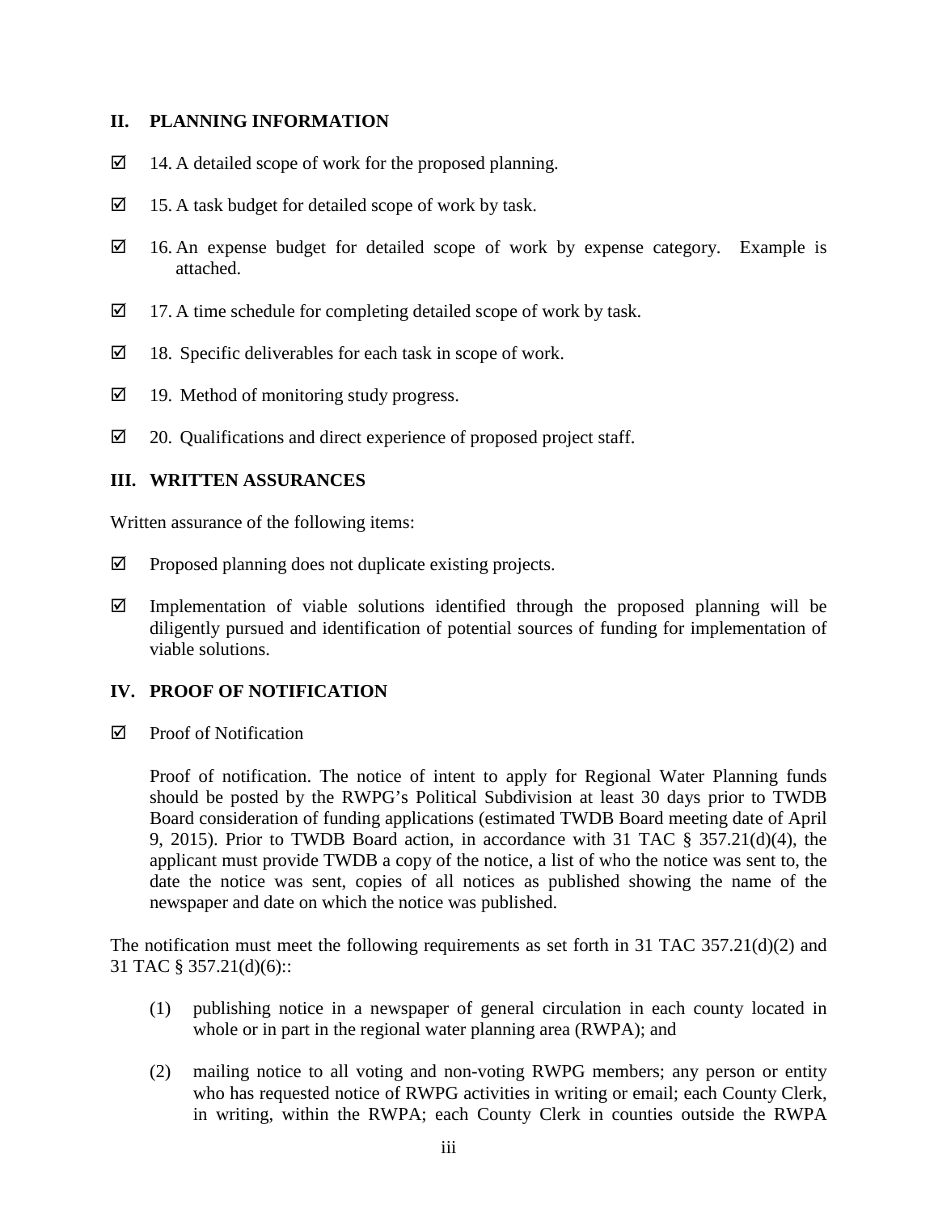## II. PLANNING INFORMATION

☑ 14. A detailed scope of work for the proposed planning.

☑ 15. A task budget for detailed scope of work by task.

☑ 16. An expense budget for detailed scope of work by expense category. Example is attached.

☑ 17. A time schedule for completing detailed scope of work by task.

☑ 18. Specific deliverables for each task in scope of work.

☑ 19. Method of monitoring study progress.

☑ 20. Qualifications and direct experience of proposed project staff.

## III. WRITTEN ASSURANCES

Written assurance of the following items:

☑ Proposed planning does not duplicate existing projects.

☑ Implementation of viable solutions identified through the proposed planning will be diligently pursued and identification of potential sources of funding for implementation of viable solutions.

## IV. PROOF OF NOTIFICATION

☑ Proof of Notification

Proof of notification. The notice of intent to apply for Regional Water Planning funds should be posted by the RWPG's Political Subdivision at least 30 days prior to TWDB Board consideration of funding applications (estimated TWDB Board meeting date of April 9, 2015). Prior to TWDB Board action, in accordance with 31 TAC § 357.21(d)(4), the applicant must provide TWDB a copy of the notice, a list of who the notice was sent to, the date the notice was sent, copies of all notices as published showing the name of the newspaper and date on which the notice was published.

The notification must meet the following requirements as set forth in 31 TAC 357.21(d)(2) and 31 TAC § 357.21(d)(6)::

(1) publishing notice in a newspaper of general circulation in each county located in whole or in part in the regional water planning area (RWPA); and

(2) mailing notice to all voting and non-voting RWPG members; any person or entity who has requested notice of RWPG activities in writing or email; each County Clerk, in writing, within the RWPA; each County Clerk in counties outside the RWPA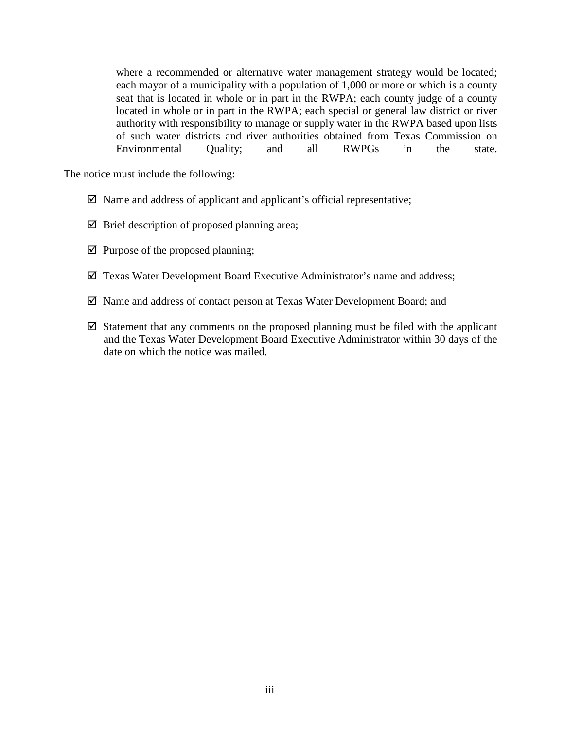where a recommended or alternative water management strategy would be located; each mayor of a municipality with a population of 1,000 or more or which is a county seat that is located in whole or in part in the RWPA; each county judge of a county located in whole or in part in the RWPA; each special or general law district or river authority with responsibility to manage or supply water in the RWPA based upon lists of such water districts and river authorities obtained from Texas Commission on Environmental Quality; and all RWPGs in the state.

The notice must include the following:

- ☑ Name and address of applicant and applicant's official representative;
- ☑ Brief description of proposed planning area;
- ☑ Purpose of the proposed planning;
- ☑ Texas Water Development Board Executive Administrator's name and address;
- ☑ Name and address of contact person at Texas Water Development Board; and
- ☑ Statement that any comments on the proposed planning must be filed with the applicant and the Texas Water Development Board Executive Administrator within 30 days of the date on which the notice was mailed.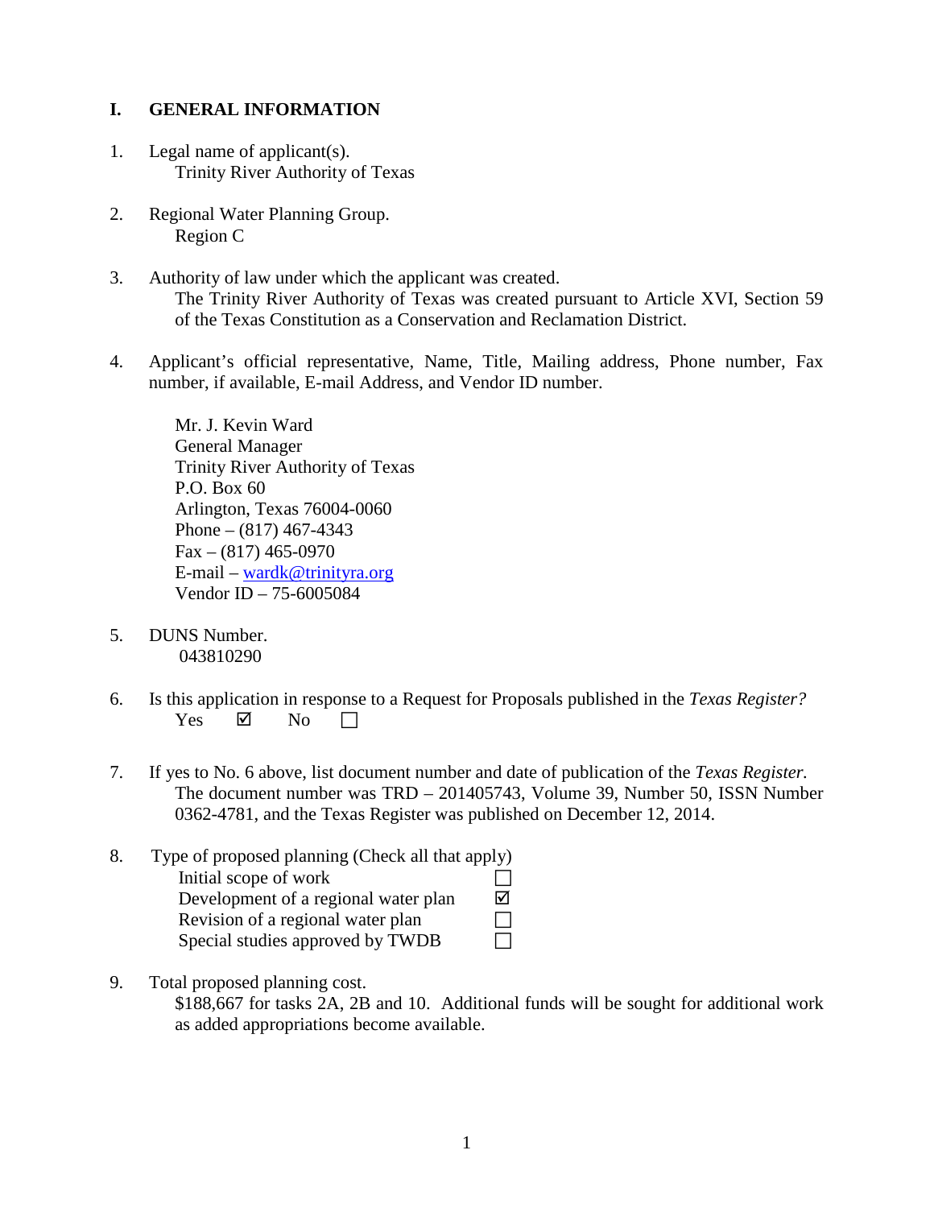## I. GENERAL INFORMATION

1. Legal name of applicant(s).
   Trinity River Authority of Texas

2. Regional Water Planning Group.
   Region C

3. Authority of law under which the applicant was created.
   The Trinity River Authority of Texas was created pursuant to Article XVI, Section 59 of the Texas Constitution as a Conservation and Reclamation District.

4. Applicant's official representative, Name, Title, Mailing address, Phone number, Fax number, if available, E-mail Address, and Vendor ID number.

   Mr. J. Kevin Ward
   General Manager
   Trinity River Authority of Texas
   P.O. Box 60
   Arlington, Texas 76004-0060
   Phone – (817) 467-4343
   Fax – (817) 465-0970
   E-mail – wardk@trinityra.org
   Vendor ID – 75-6005084

5. DUNS Number.
   043810290

6. Is this application in response to a Request for Proposals published in the *Texas Register?*
   Yes ☑ No ☐

7. If yes to No. 6 above, list document number and date of publication of the *Texas Register.*
   The document number was TRD – 201405743, Volume 39, Number 50, ISSN Number 0362-4781, and the Texas Register was published on December 12, 2014.

8. Type of proposed planning (Check all that apply)
   - Initial scope of work ☐
   - Development of a regional water plan ☑
   - Revision of a regional water plan ☐
   - Special studies approved by TWDB ☐

9. Total proposed planning cost.
   $188,667 for tasks 2A, 2B and 10. Additional funds will be sought for additional work as added appropriations become available.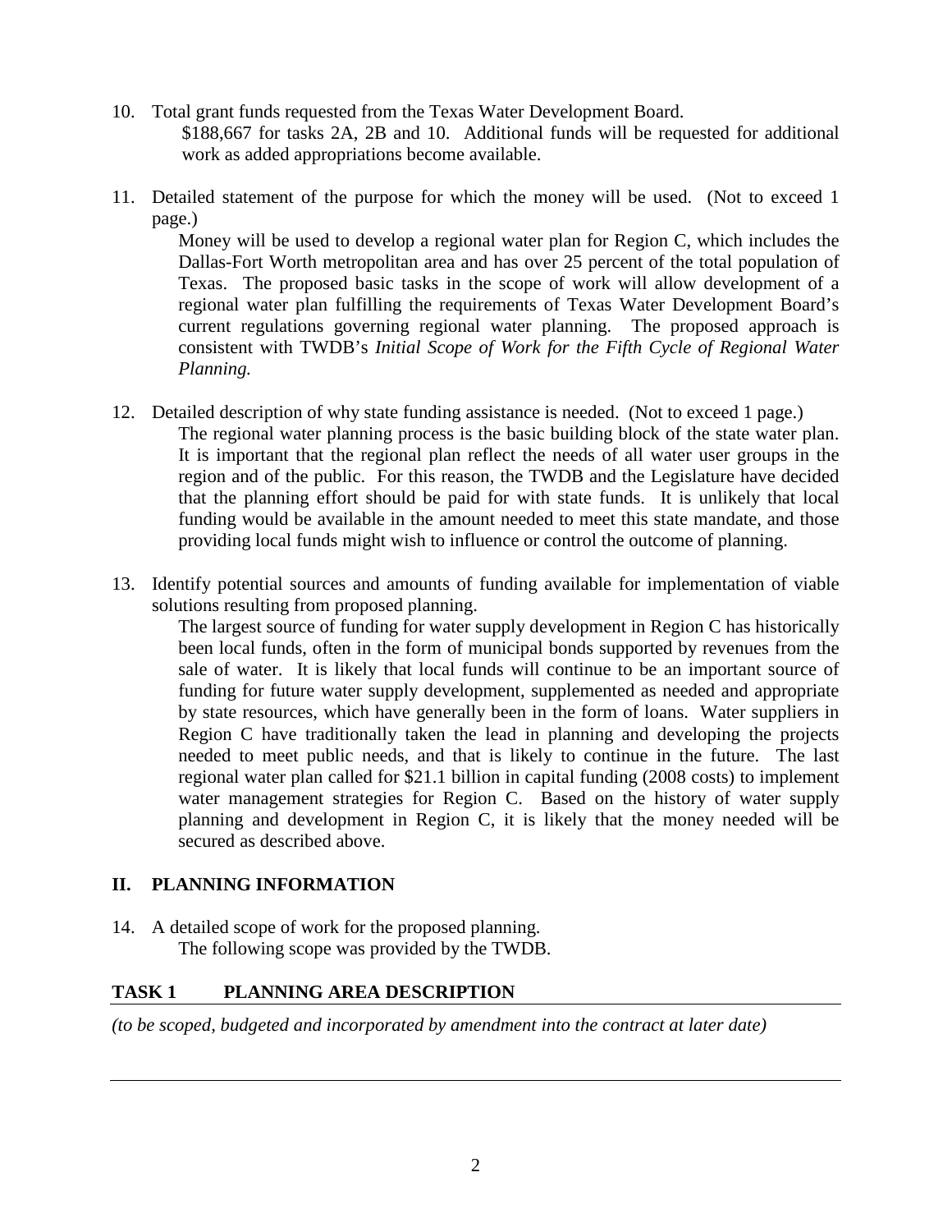10. Total grant funds requested from the Texas Water Development Board.

    $188,667 for tasks 2A, 2B and 10. Additional funds will be requested for additional work as added appropriations become available.

11. Detailed statement of the purpose for which the money will be used. (Not to exceed 1 page.)

    Money will be used to develop a regional water plan for Region C, which includes the Dallas-Fort Worth metropolitan area and has over 25 percent of the total population of Texas. The proposed basic tasks in the scope of work will allow development of a regional water plan fulfilling the requirements of Texas Water Development Board's current regulations governing regional water planning. The proposed approach is consistent with TWDB's *Initial Scope of Work for the Fifth Cycle of Regional Water Planning.*

12. Detailed description of why state funding assistance is needed. (Not to exceed 1 page.)

    The regional water planning process is the basic building block of the state water plan. It is important that the regional plan reflect the needs of all water user groups in the region and of the public. For this reason, the TWDB and the Legislature have decided that the planning effort should be paid for with state funds. It is unlikely that local funding would be available in the amount needed to meet this state mandate, and those providing local funds might wish to influence or control the outcome of planning.

13. Identify potential sources and amounts of funding available for implementation of viable solutions resulting from proposed planning.

    The largest source of funding for water supply development in Region C has historically been local funds, often in the form of municipal bonds supported by revenues from the sale of water. It is likely that local funds will continue to be an important source of funding for future water supply development, supplemented as needed and appropriate by state resources, which have generally been in the form of loans. Water suppliers in Region C have traditionally taken the lead in planning and developing the projects needed to meet public needs, and that is likely to continue in the future. The last regional water plan called for $21.1 billion in capital funding (2008 costs) to implement water management strategies for Region C. Based on the history of water supply planning and development in Region C, it is likely that the money needed will be secured as described above.

## II. PLANNING INFORMATION

14. A detailed scope of work for the proposed planning.

    The following scope was provided by the TWDB.

### TASK 1 PLANNING AREA DESCRIPTION

*(to be scoped, budgeted and incorporated by amendment into the contract at later date)*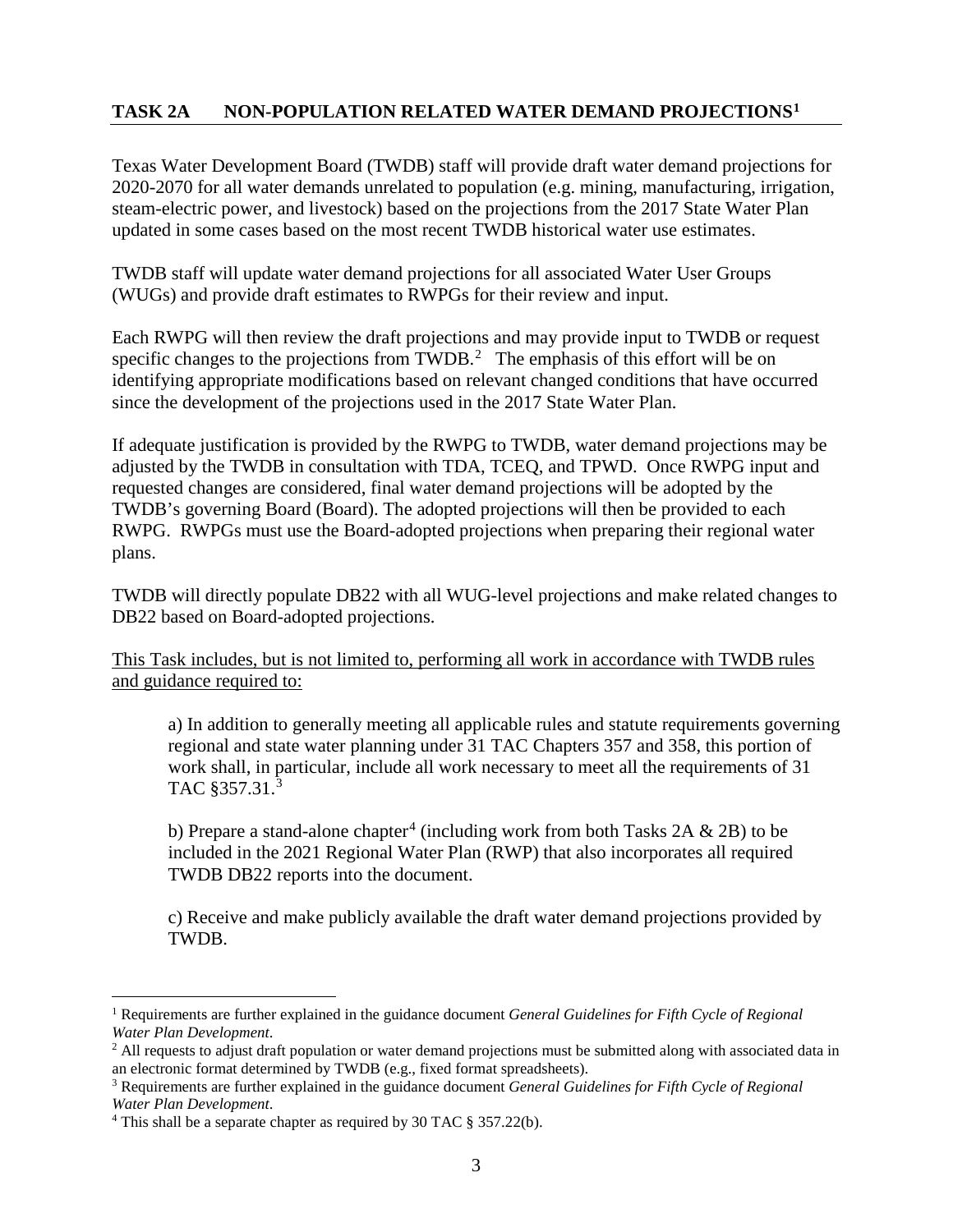## TASK 2A NON-POPULATION RELATED WATER DEMAND PROJECTIONS[1]

Texas Water Development Board (TWDB) staff will provide draft water demand projections for 2020-2070 for all water demands unrelated to population (e.g. mining, manufacturing, irrigation, steam-electric power, and livestock) based on the projections from the 2017 State Water Plan updated in some cases based on the most recent TWDB historical water use estimates.

TWDB staff will update water demand projections for all associated Water User Groups (WUGs) and provide draft estimates to RWPGs for their review and input.

Each RWPG will then review the draft projections and may provide input to TWDB or request specific changes to the projections from TWDB.[2] The emphasis of this effort will be on identifying appropriate modifications based on relevant changed conditions that have occurred since the development of the projections used in the 2017 State Water Plan.

If adequate justification is provided by the RWPG to TWDB, water demand projections may be adjusted by the TWDB in consultation with TDA, TCEQ, and TPWD. Once RWPG input and requested changes are considered, final water demand projections will be adopted by the TWDB's governing Board (Board). The adopted projections will then be provided to each RWPG. RWPGs must use the Board-adopted projections when preparing their regional water plans.

TWDB will directly populate DB22 with all WUG-level projections and make related changes to DB22 based on Board-adopted projections.

<u>This Task includes, but is not limited to, performing all work in accordance with TWDB rules and guidance required to:</u>

a) In addition to generally meeting all applicable rules and statute requirements governing regional and state water planning under 31 TAC Chapters 357 and 358, this portion of work shall, in particular, include all work necessary to meet all the requirements of 31 TAC §357.31.[3]

b) Prepare a stand-alone chapter[4] (including work from both Tasks 2A & 2B) to be included in the 2021 Regional Water Plan (RWP) that also incorporates all required TWDB DB22 reports into the document.

c) Receive and make publicly available the draft water demand projections provided by TWDB.

---

[1] Requirements are further explained in the guidance document *General Guidelines for Fifth Cycle of Regional Water Plan Development*.

[2] All requests to adjust draft population or water demand projections must be submitted along with associated data in an electronic format determined by TWDB (e.g., fixed format spreadsheets).

[3] Requirements are further explained in the guidance document *General Guidelines for Fifth Cycle of Regional Water Plan Development*.

[4] This shall be a separate chapter as required by 30 TAC § 357.22(b).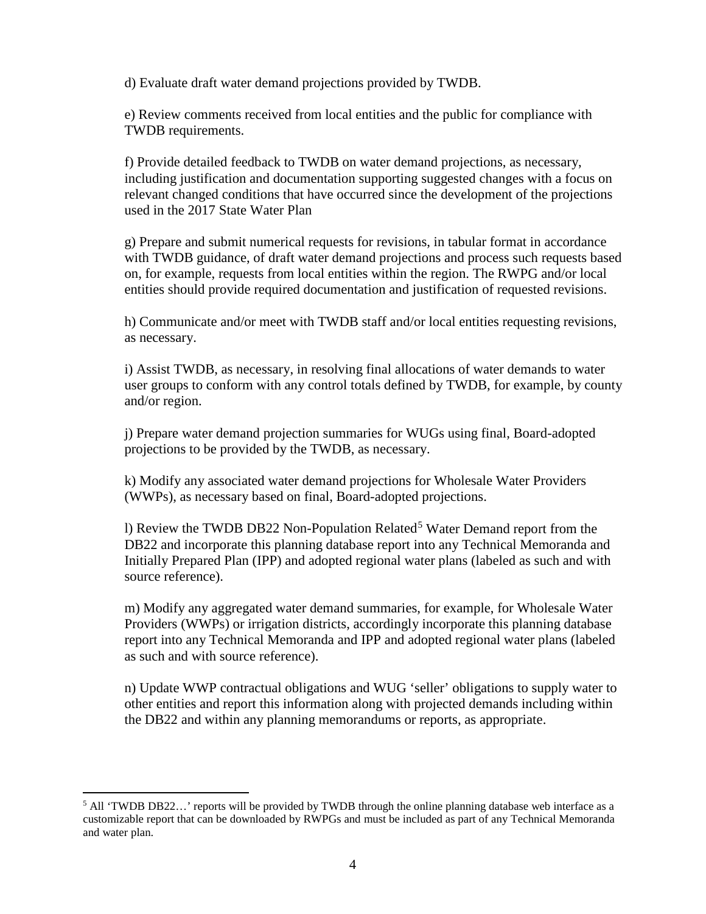d) Evaluate draft water demand projections provided by TWDB.

e) Review comments received from local entities and the public for compliance with TWDB requirements.

f) Provide detailed feedback to TWDB on water demand projections, as necessary, including justification and documentation supporting suggested changes with a focus on relevant changed conditions that have occurred since the development of the projections used in the 2017 State Water Plan

g) Prepare and submit numerical requests for revisions, in tabular format in accordance with TWDB guidance, of draft water demand projections and process such requests based on, for example, requests from local entities within the region. The RWPG and/or local entities should provide required documentation and justification of requested revisions.

h) Communicate and/or meet with TWDB staff and/or local entities requesting revisions, as necessary.

i) Assist TWDB, as necessary, in resolving final allocations of water demands to water user groups to conform with any control totals defined by TWDB, for example, by county and/or region.

j) Prepare water demand projection summaries for WUGs using final, Board-adopted projections to be provided by the TWDB, as necessary.

k) Modify any associated water demand projections for Wholesale Water Providers (WWPs), as necessary based on final, Board-adopted projections.

l) Review the TWDB DB22 Non-Population Related[5] Water Demand report from the DB22 and incorporate this planning database report into any Technical Memoranda and Initially Prepared Plan (IPP) and adopted regional water plans (labeled as such and with source reference).

m) Modify any aggregated water demand summaries, for example, for Wholesale Water Providers (WWPs) or irrigation districts, accordingly incorporate this planning database report into any Technical Memoranda and IPP and adopted regional water plans (labeled as such and with source reference).

n) Update WWP contractual obligations and WUG 'seller' obligations to supply water to other entities and report this information along with projected demands including within the DB22 and within any planning memorandums or reports, as appropriate.

[5] All 'TWDB DB22…' reports will be provided by TWDB through the online planning database web interface as a customizable report that can be downloaded by RWPGs and must be included as part of any Technical Memoranda and water plan.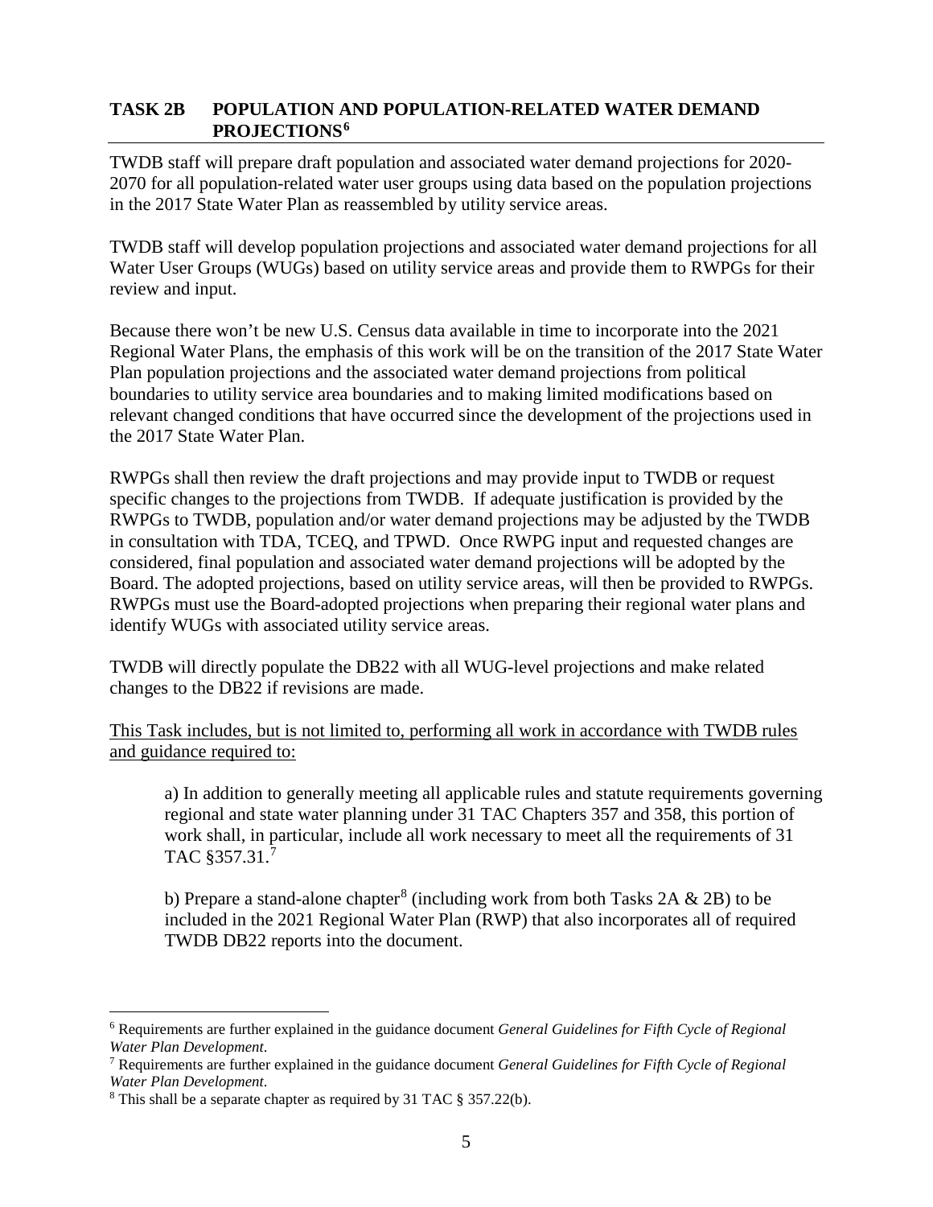## TASK 2B POPULATION AND POPULATION-RELATED WATER DEMAND PROJECTIONS[6]

TWDB staff will prepare draft population and associated water demand projections for 2020-2070 for all population-related water user groups using data based on the population projections in the 2017 State Water Plan as reassembled by utility service areas.

TWDB staff will develop population projections and associated water demand projections for all Water User Groups (WUGs) based on utility service areas and provide them to RWPGs for their review and input.

Because there won't be new U.S. Census data available in time to incorporate into the 2021 Regional Water Plans, the emphasis of this work will be on the transition of the 2017 State Water Plan population projections and the associated water demand projections from political boundaries to utility service area boundaries and to making limited modifications based on relevant changed conditions that have occurred since the development of the projections used in the 2017 State Water Plan.

RWPGs shall then review the draft projections and may provide input to TWDB or request specific changes to the projections from TWDB. If adequate justification is provided by the RWPGs to TWDB, population and/or water demand projections may be adjusted by the TWDB in consultation with TDA, TCEQ, and TPWD. Once RWPG input and requested changes are considered, final population and associated water demand projections will be adopted by the Board. The adopted projections, based on utility service areas, will then be provided to RWPGs. RWPGs must use the Board-adopted projections when preparing their regional water plans and identify WUGs with associated utility service areas.

TWDB will directly populate the DB22 with all WUG-level projections and make related changes to the DB22 if revisions are made.

<u>This Task includes, but is not limited to, performing all work in accordance with TWDB rules and guidance required to:</u>

a) In addition to generally meeting all applicable rules and statute requirements governing regional and state water planning under 31 TAC Chapters 357 and 358, this portion of work shall, in particular, include all work necessary to meet all the requirements of 31 TAC §357.31.[7]

b) Prepare a stand-alone chapter[8] (including work from both Tasks 2A & 2B) to be included in the 2021 Regional Water Plan (RWP) that also incorporates all of required TWDB DB22 reports into the document.

---

[6] Requirements are further explained in the guidance document *General Guidelines for Fifth Cycle of Regional Water Plan Development*.

[7] Requirements are further explained in the guidance document *General Guidelines for Fifth Cycle of Regional Water Plan Development*.

[8] This shall be a separate chapter as required by 31 TAC § 357.22(b).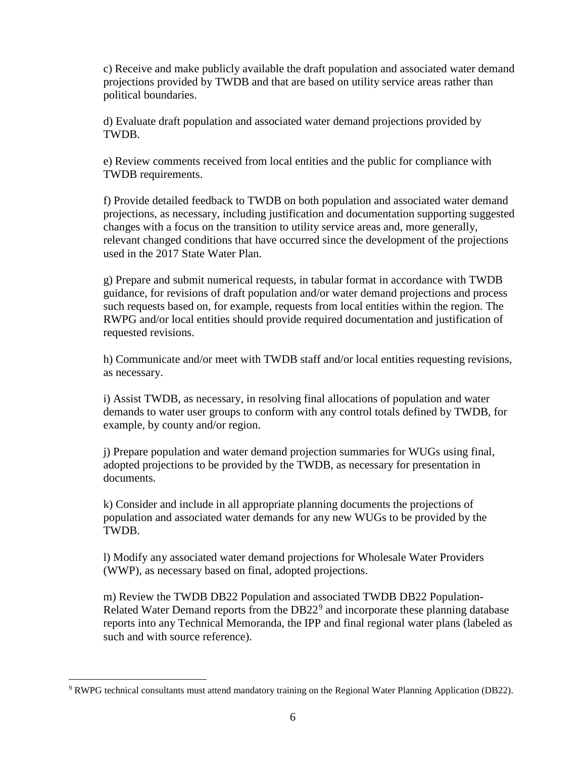c) Receive and make publicly available the draft population and associated water demand projections provided by TWDB and that are based on utility service areas rather than political boundaries.

d) Evaluate draft population and associated water demand projections provided by TWDB.

e) Review comments received from local entities and the public for compliance with TWDB requirements.

f) Provide detailed feedback to TWDB on both population and associated water demand projections, as necessary, including justification and documentation supporting suggested changes with a focus on the transition to utility service areas and, more generally, relevant changed conditions that have occurred since the development of the projections used in the 2017 State Water Plan.

g) Prepare and submit numerical requests, in tabular format in accordance with TWDB guidance, for revisions of draft population and/or water demand projections and process such requests based on, for example, requests from local entities within the region. The RWPG and/or local entities should provide required documentation and justification of requested revisions.

h) Communicate and/or meet with TWDB staff and/or local entities requesting revisions, as necessary.

i) Assist TWDB, as necessary, in resolving final allocations of population and water demands to water user groups to conform with any control totals defined by TWDB, for example, by county and/or region.

j) Prepare population and water demand projection summaries for WUGs using final, adopted projections to be provided by the TWDB, as necessary for presentation in documents.

k) Consider and include in all appropriate planning documents the projections of population and associated water demands for any new WUGs to be provided by the TWDB.

l) Modify any associated water demand projections for Wholesale Water Providers (WWP), as necessary based on final, adopted projections.

m) Review the TWDB DB22 Population and associated TWDB DB22 Population-Related Water Demand reports from the DB22[9] and incorporate these planning database reports into any Technical Memoranda, the IPP and final regional water plans (labeled as such and with source reference).

[9] RWPG technical consultants must attend mandatory training on the Regional Water Planning Application (DB22).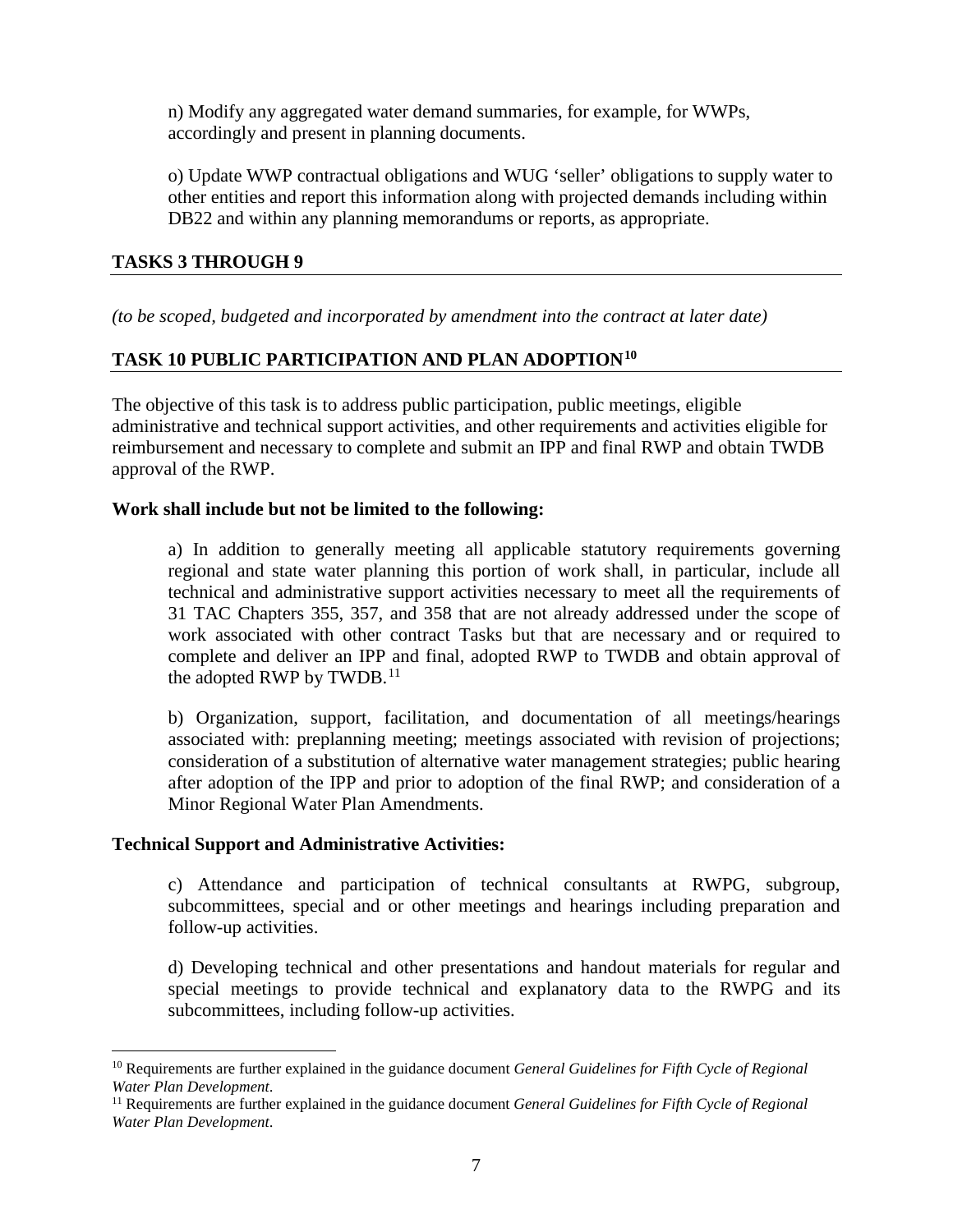n) Modify any aggregated water demand summaries, for example, for WWPs, accordingly and present in planning documents.

o) Update WWP contractual obligations and WUG 'seller' obligations to supply water to other entities and report this information along with projected demands including within DB22 and within any planning memorandums or reports, as appropriate.

## TASKS 3 THROUGH 9

*(to be scoped, budgeted and incorporated by amendment into the contract at later date)*

## TASK 10 PUBLIC PARTICIPATION AND PLAN ADOPTION[10]

The objective of this task is to address public participation, public meetings, eligible administrative and technical support activities, and other requirements and activities eligible for reimbursement and necessary to complete and submit an IPP and final RWP and obtain TWDB approval of the RWP.

**Work shall include but not be limited to the following:**

a) In addition to generally meeting all applicable statutory requirements governing regional and state water planning this portion of work shall, in particular, include all technical and administrative support activities necessary to meet all the requirements of 31 TAC Chapters 355, 357, and 358 that are not already addressed under the scope of work associated with other contract Tasks but that are necessary and or required to complete and deliver an IPP and final, adopted RWP to TWDB and obtain approval of the adopted RWP by TWDB.[11]

b) Organization, support, facilitation, and documentation of all meetings/hearings associated with: preplanning meeting; meetings associated with revision of projections; consideration of a substitution of alternative water management strategies; public hearing after adoption of the IPP and prior to adoption of the final RWP; and consideration of a Minor Regional Water Plan Amendments.

**Technical Support and Administrative Activities:**

c) Attendance and participation of technical consultants at RWPG, subgroup, subcommittees, special and or other meetings and hearings including preparation and follow-up activities.

d) Developing technical and other presentations and handout materials for regular and special meetings to provide technical and explanatory data to the RWPG and its subcommittees, including follow-up activities.

---

[10] Requirements are further explained in the guidance document *General Guidelines for Fifth Cycle of Regional Water Plan Development*.

[11] Requirements are further explained in the guidance document *General Guidelines for Fifth Cycle of Regional Water Plan Development*.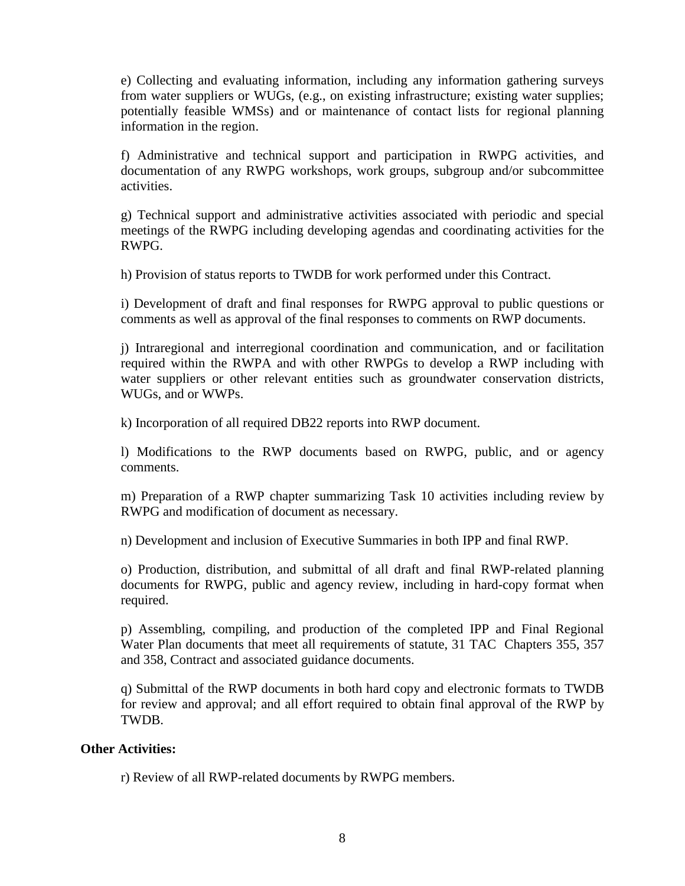e) Collecting and evaluating information, including any information gathering surveys from water suppliers or WUGs, (e.g., on existing infrastructure; existing water supplies; potentially feasible WMSs) and or maintenance of contact lists for regional planning information in the region.

f) Administrative and technical support and participation in RWPG activities, and documentation of any RWPG workshops, work groups, subgroup and/or subcommittee activities.

g) Technical support and administrative activities associated with periodic and special meetings of the RWPG including developing agendas and coordinating activities for the RWPG.

h) Provision of status reports to TWDB for work performed under this Contract.

i) Development of draft and final responses for RWPG approval to public questions or comments as well as approval of the final responses to comments on RWP documents.

j) Intraregional and interregional coordination and communication, and or facilitation required within the RWPA and with other RWPGs to develop a RWP including with water suppliers or other relevant entities such as groundwater conservation districts, WUGs, and or WWPs.

k) Incorporation of all required DB22 reports into RWP document.

l) Modifications to the RWP documents based on RWPG, public, and or agency comments.

m) Preparation of a RWP chapter summarizing Task 10 activities including review by RWPG and modification of document as necessary.

n) Development and inclusion of Executive Summaries in both IPP and final RWP.

o) Production, distribution, and submittal of all draft and final RWP-related planning documents for RWPG, public and agency review, including in hard-copy format when required.

p) Assembling, compiling, and production of the completed IPP and Final Regional Water Plan documents that meet all requirements of statute, 31 TAC Chapters 355, 357 and 358, Contract and associated guidance documents.

q) Submittal of the RWP documents in both hard copy and electronic formats to TWDB for review and approval; and all effort required to obtain final approval of the RWP by TWDB.

**Other Activities:**

r) Review of all RWP-related documents by RWPG members.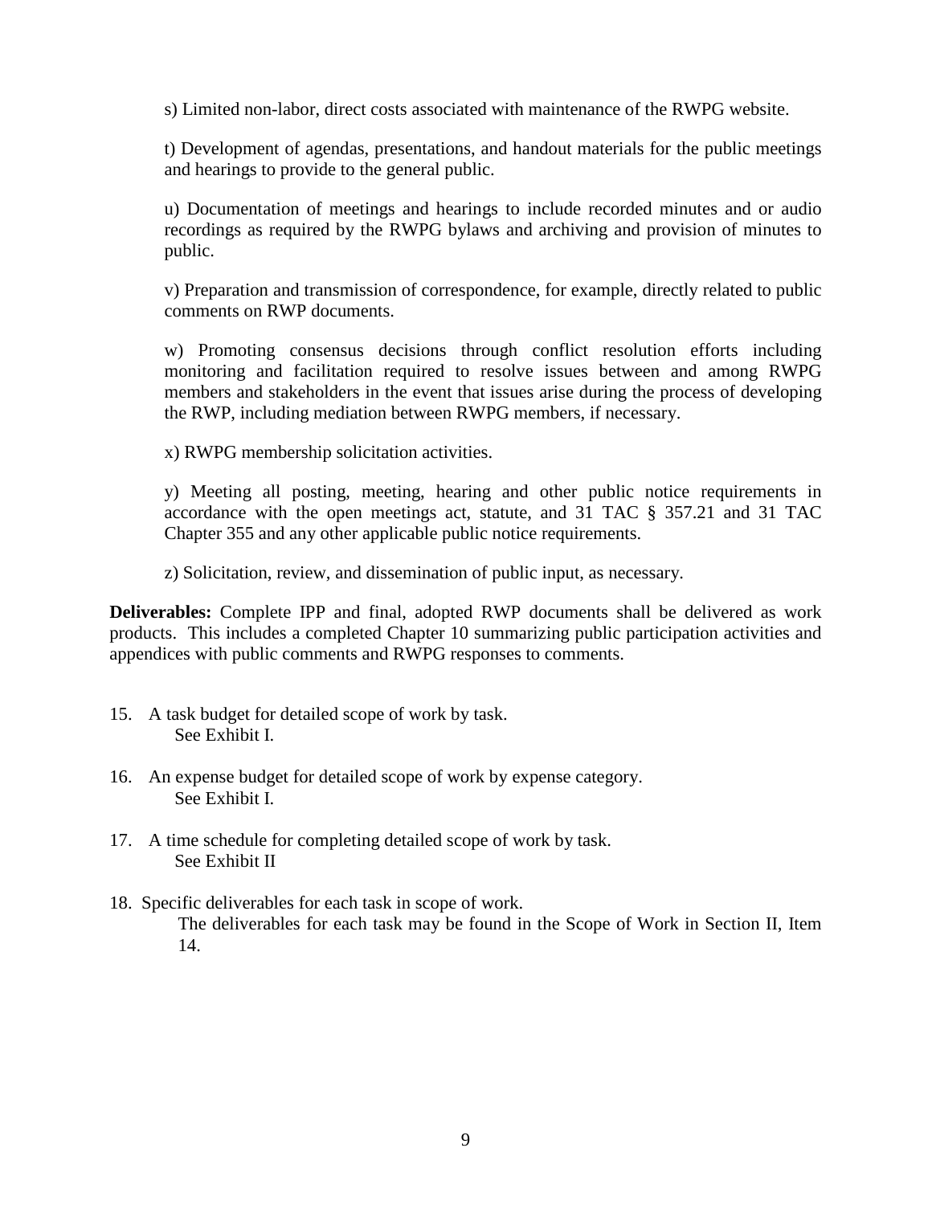s) Limited non-labor, direct costs associated with maintenance of the RWPG website.

t) Development of agendas, presentations, and handout materials for the public meetings and hearings to provide to the general public.

u) Documentation of meetings and hearings to include recorded minutes and or audio recordings as required by the RWPG bylaws and archiving and provision of minutes to public.

v) Preparation and transmission of correspondence, for example, directly related to public comments on RWP documents.

w) Promoting consensus decisions through conflict resolution efforts including monitoring and facilitation required to resolve issues between and among RWPG members and stakeholders in the event that issues arise during the process of developing the RWP, including mediation between RWPG members, if necessary.

x) RWPG membership solicitation activities.

y) Meeting all posting, meeting, hearing and other public notice requirements in accordance with the open meetings act, statute, and 31 TAC § 357.21 and 31 TAC Chapter 355 and any other applicable public notice requirements.

z) Solicitation, review, and dissemination of public input, as necessary.

**Deliverables:** Complete IPP and final, adopted RWP documents shall be delivered as work products. This includes a completed Chapter 10 summarizing public participation activities and appendices with public comments and RWPG responses to comments.

15. A task budget for detailed scope of work by task.
    See Exhibit I.

16. An expense budget for detailed scope of work by expense category.
    See Exhibit I.

17. A time schedule for completing detailed scope of work by task.
    See Exhibit II

18. Specific deliverables for each task in scope of work.
    The deliverables for each task may be found in the Scope of Work in Section II, Item 14.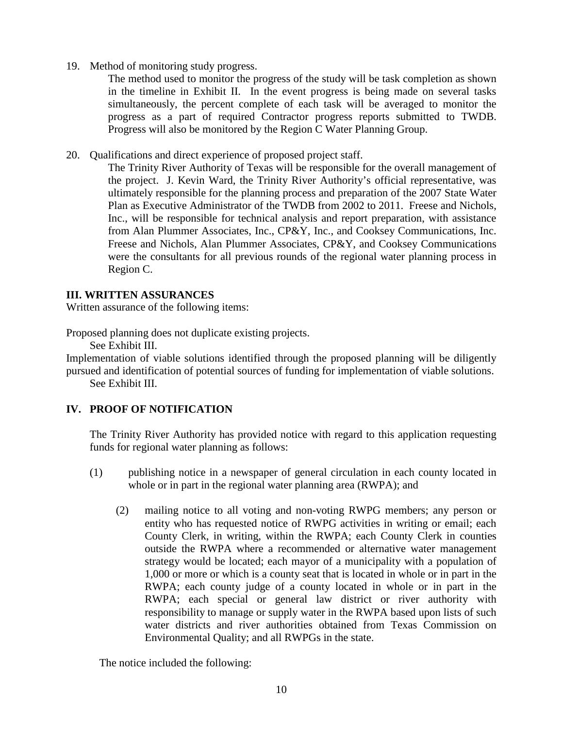19. Method of monitoring study progress.

    The method used to monitor the progress of the study will be task completion as shown in the timeline in Exhibit II. In the event progress is being made on several tasks simultaneously, the percent complete of each task will be averaged to monitor the progress as a part of required Contractor progress reports submitted to TWDB. Progress will also be monitored by the Region C Water Planning Group.

20. Qualifications and direct experience of proposed project staff.

    The Trinity River Authority of Texas will be responsible for the overall management of the project. J. Kevin Ward, the Trinity River Authority's official representative, was ultimately responsible for the planning process and preparation of the 2007 State Water Plan as Executive Administrator of the TWDB from 2002 to 2011. Freese and Nichols, Inc., will be responsible for technical analysis and report preparation, with assistance from Alan Plummer Associates, Inc., CP&Y, Inc., and Cooksey Communications, Inc. Freese and Nichols, Alan Plummer Associates, CP&Y, and Cooksey Communications were the consultants for all previous rounds of the regional water planning process in Region C.

## III. WRITTEN ASSURANCES

Written assurance of the following items:

Proposed planning does not duplicate existing projects.

  See Exhibit III.

Implementation of viable solutions identified through the proposed planning will be diligently pursued and identification of potential sources of funding for implementation of viable solutions.

  See Exhibit III.

## IV. PROOF OF NOTIFICATION

The Trinity River Authority has provided notice with regard to this application requesting funds for regional water planning as follows:

(1) publishing notice in a newspaper of general circulation in each county located in whole or in part in the regional water planning area (RWPA); and

(2) mailing notice to all voting and non-voting RWPG members; any person or entity who has requested notice of RWPG activities in writing or email; each County Clerk, in writing, within the RWPA; each County Clerk in counties outside the RWPA where a recommended or alternative water management strategy would be located; each mayor of a municipality with a population of 1,000 or more or which is a county seat that is located in whole or in part in the RWPA; each county judge of a county located in whole or in part in the RWPA; each special or general law district or river authority with responsibility to manage or supply water in the RWPA based upon lists of such water districts and river authorities obtained from Texas Commission on Environmental Quality; and all RWPGs in the state.

The notice included the following: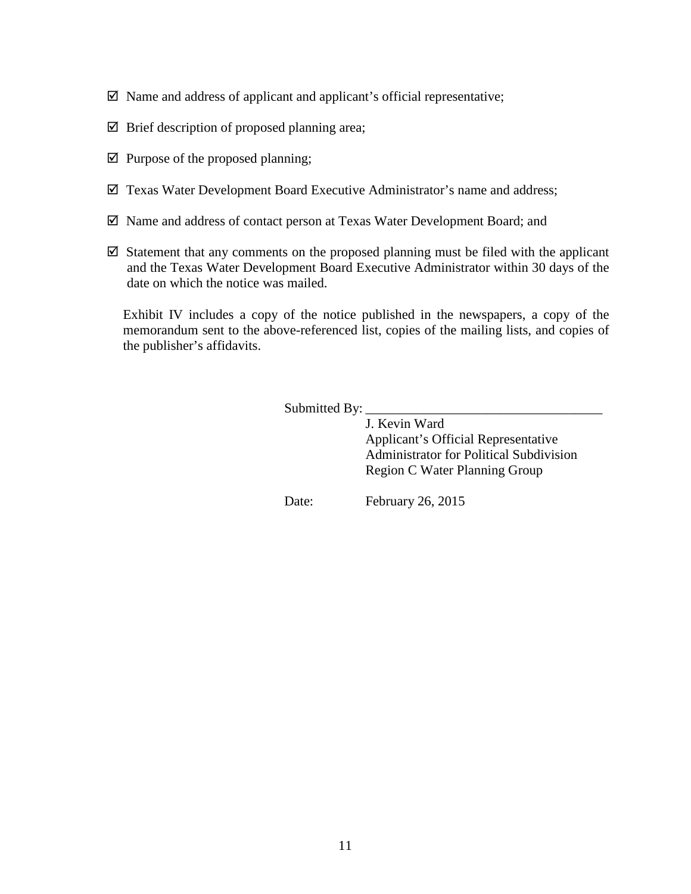- ☑ Name and address of applicant and applicant's official representative;
- ☑ Brief description of proposed planning area;
- ☑ Purpose of the proposed planning;
- ☑ Texas Water Development Board Executive Administrator's name and address;
- ☑ Name and address of contact person at Texas Water Development Board; and
- ☑ Statement that any comments on the proposed planning must be filed with the applicant and the Texas Water Development Board Executive Administrator within 30 days of the date on which the notice was mailed.

Exhibit IV includes a copy of the notice published in the newspapers, a copy of the memorandum sent to the above-referenced list, copies of the mailing lists, and copies of the publisher's affidavits.

Submitted By: ___________________________________
J. Kevin Ward
Applicant's Official Representative
Administrator for Political Subdivision
Region C Water Planning Group

Date: February 26, 2015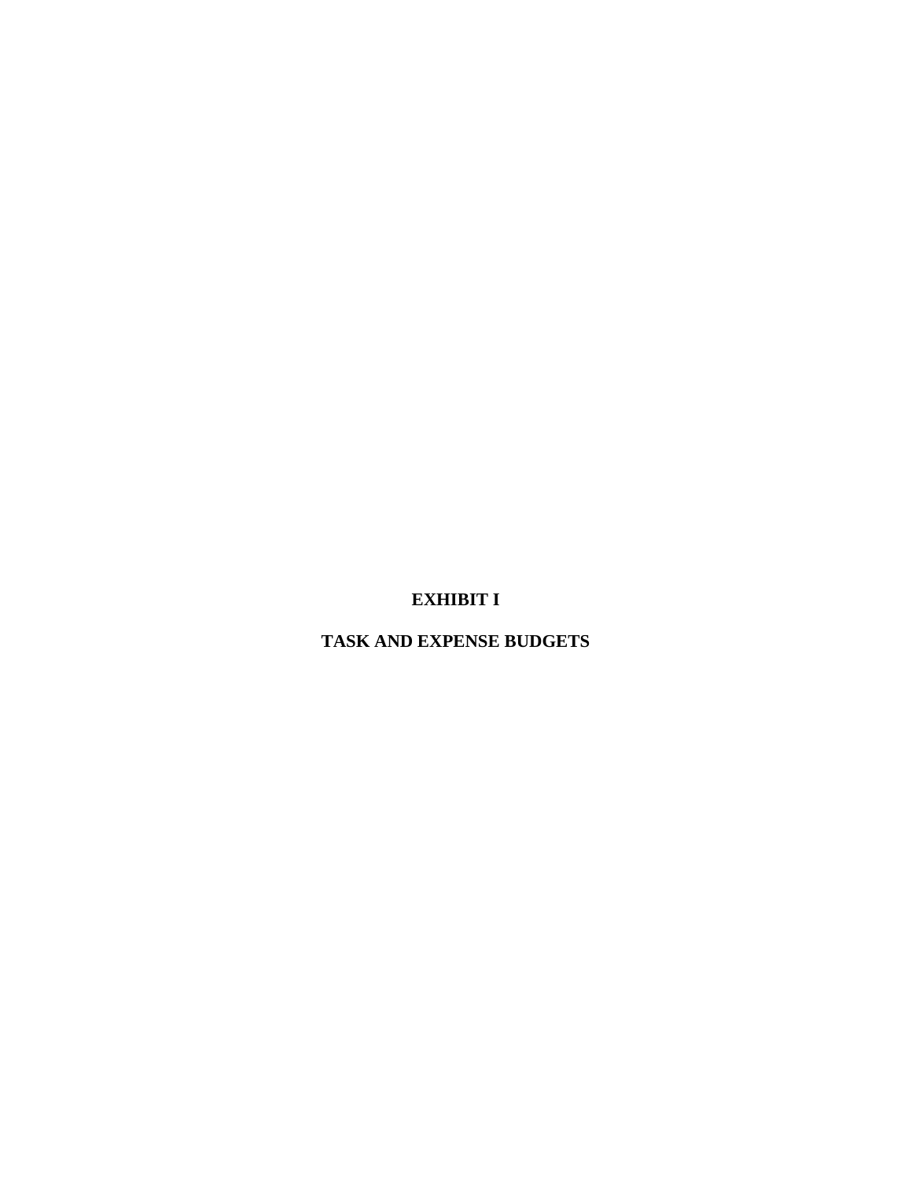# EXHIBIT I

# TASK AND EXPENSE BUDGETS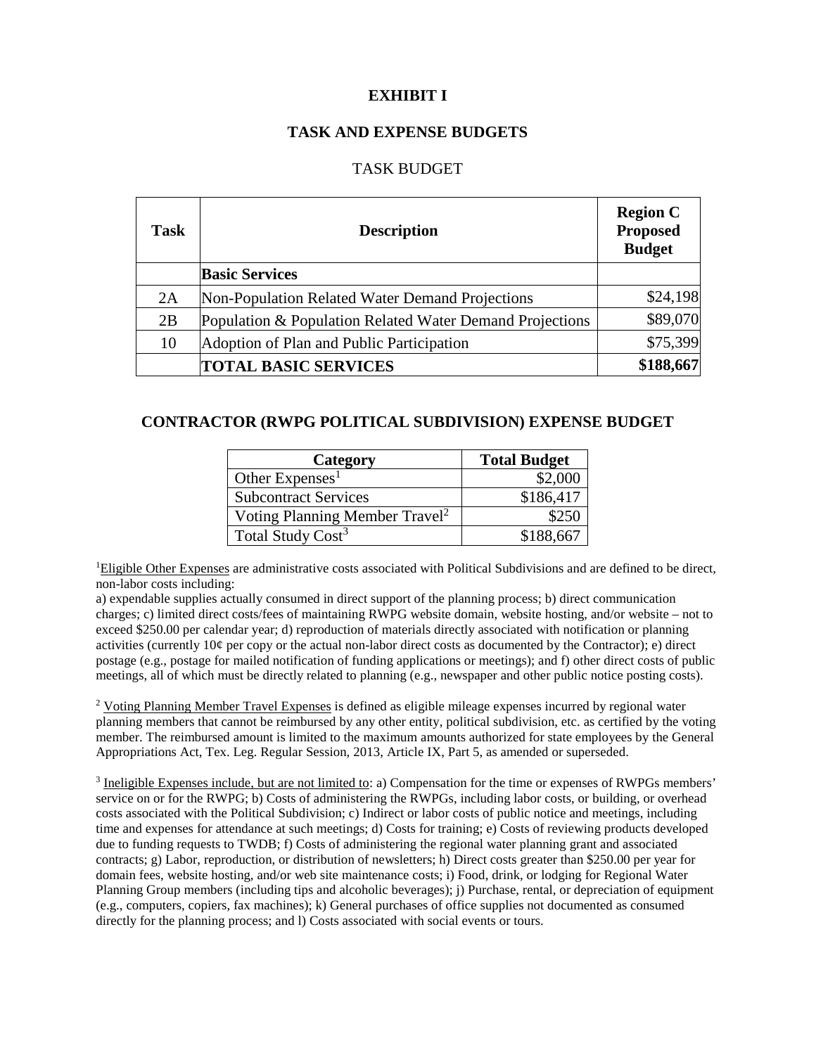# EXHIBIT I

## TASK AND EXPENSE BUDGETS

### TASK BUDGET

| Task | Description | Region C Proposed Budget |
|---|---|---|
| | **Basic Services** | |
| 2A | Non-Population Related Water Demand Projections | $24,198 |
| 2B | Population & Population Related Water Demand Projections | $89,070 |
| 10 | Adoption of Plan and Public Participation | $75,399 |
| | **TOTAL BASIC SERVICES** | **$188,667** |

## CONTRACTOR (RWPG POLITICAL SUBDIVISION) EXPENSE BUDGET

| Category | Total Budget |
|---|---|
| Other Expenses[1] | $2,000 |
| Subcontract Services | $186,417 |
| Voting Planning Member Travel[2] | $250 |
| Total Study Cost[3] | $188,667 |

[1]Eligible Other Expenses are administrative costs associated with Political Subdivisions and are defined to be direct, non-labor costs including:
a) expendable supplies actually consumed in direct support of the planning process; b) direct communication charges; c) limited direct costs/fees of maintaining RWPG website domain, website hosting, and/or website – not to exceed $250.00 per calendar year; d) reproduction of materials directly associated with notification or planning activities (currently 10¢ per copy or the actual non-labor direct costs as documented by the Contractor); e) direct postage (e.g., postage for mailed notification of funding applications or meetings); and f) other direct costs of public meetings, all of which must be directly related to planning (e.g., newspaper and other public notice posting costs).

[2] Voting Planning Member Travel Expenses is defined as eligible mileage expenses incurred by regional water planning members that cannot be reimbursed by any other entity, political subdivision, etc. as certified by the voting member. The reimbursed amount is limited to the maximum amounts authorized for state employees by the General Appropriations Act, Tex. Leg. Regular Session, 2013, Article IX, Part 5, as amended or superseded.

[3] Ineligible Expenses include, but are not limited to: a) Compensation for the time or expenses of RWPGs members' service on or for the RWPG; b) Costs of administering the RWPGs, including labor costs, or building, or overhead costs associated with the Political Subdivision; c) Indirect or labor costs of public notice and meetings, including time and expenses for attendance at such meetings; d) Costs for training; e) Costs of reviewing products developed due to funding requests to TWDB; f) Costs of administering the regional water planning grant and associated contracts; g) Labor, reproduction, or distribution of newsletters; h) Direct costs greater than $250.00 per year for domain fees, website hosting, and/or web site maintenance costs; i) Food, drink, or lodging for Regional Water Planning Group members (including tips and alcoholic beverages); j) Purchase, rental, or depreciation of equipment (e.g., computers, copiers, fax machines); k) General purchases of office supplies not documented as consumed directly for the planning process; and l) Costs associated with social events or tours.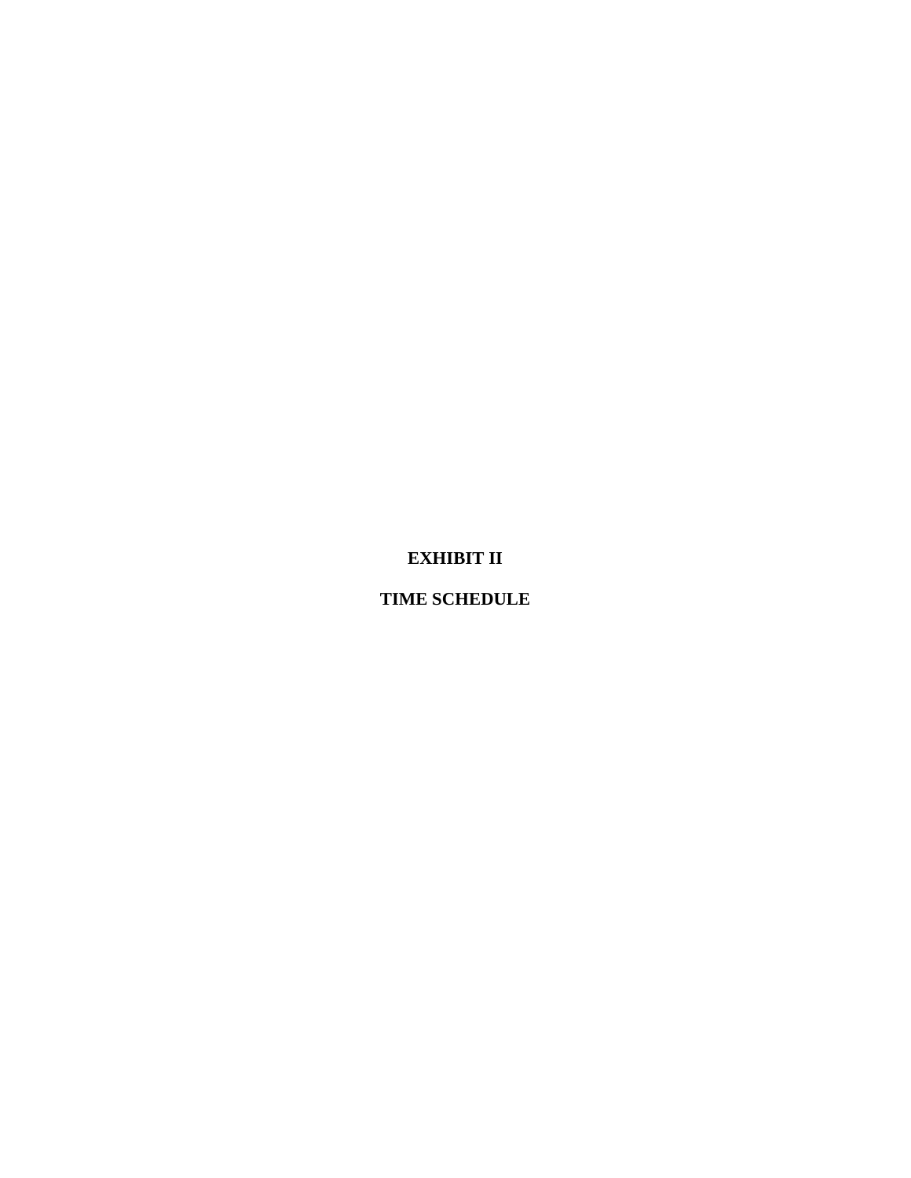# EXHIBIT II

## TIME SCHEDULE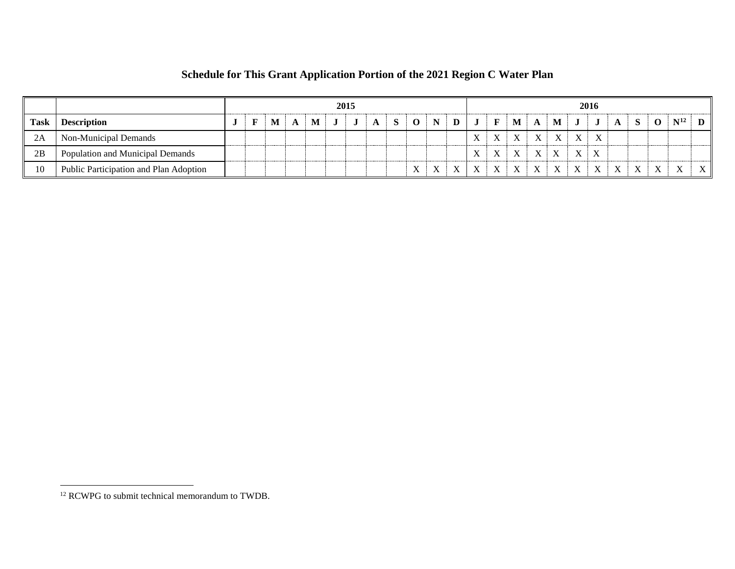## Schedule for This Grant Application Portion of the 2021 Region C Water Plan

| | | 2015 | | | | | | | | | | | | 2016 | | | | | | | | | | | |
|---|---|---|---|---|---|---|---|---|---|---|---|---|---|---|---|---|---|---|---|---|---|---|---|---|---|
| **Task** | **Description** | **J** | **F** | **M** | **A** | **M** | **J** | **J** | **A** | **S** | **O** | **N** | **D** | **J** | **F** | **M** | **A** | **M** | **J** | **J** | **A** | **S** | **O** | **N**[12] | **D** |
| 2A | Non-Municipal Demands | | | | | | | | | | | | | X | X | X | X | X | X | X | | | | | |
| 2B | Population and Municipal Demands | | | | | | | | | | | | | X | X | X | X | X | X | X | | | | | |
| 10 | Public Participation and Plan Adoption | | | | | | | | | | X | X | X | X | X | X | X | X | X | X | X | X | X | X | X |

[12] RCWPG to submit technical memorandum to TWDB.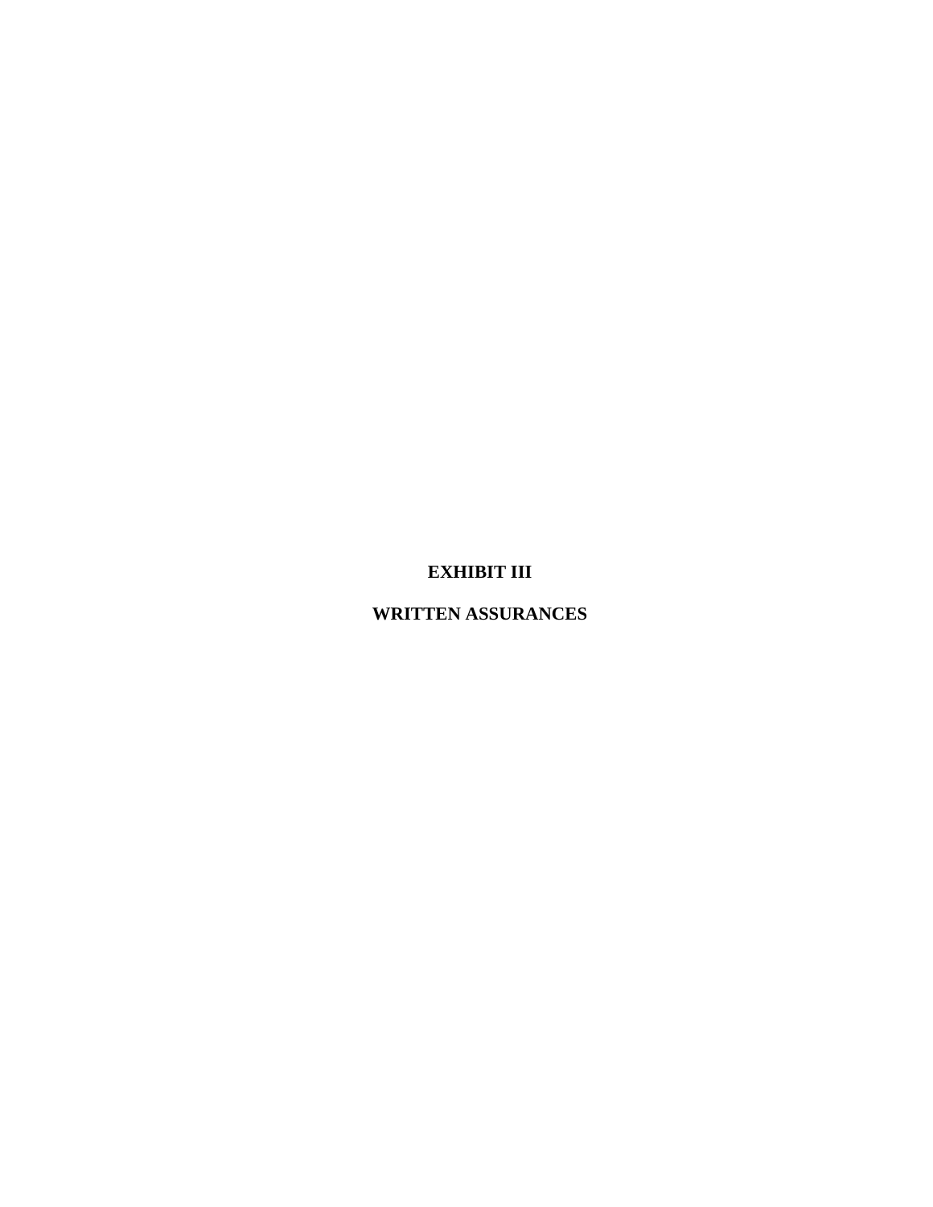# EXHIBIT III

# WRITTEN ASSURANCES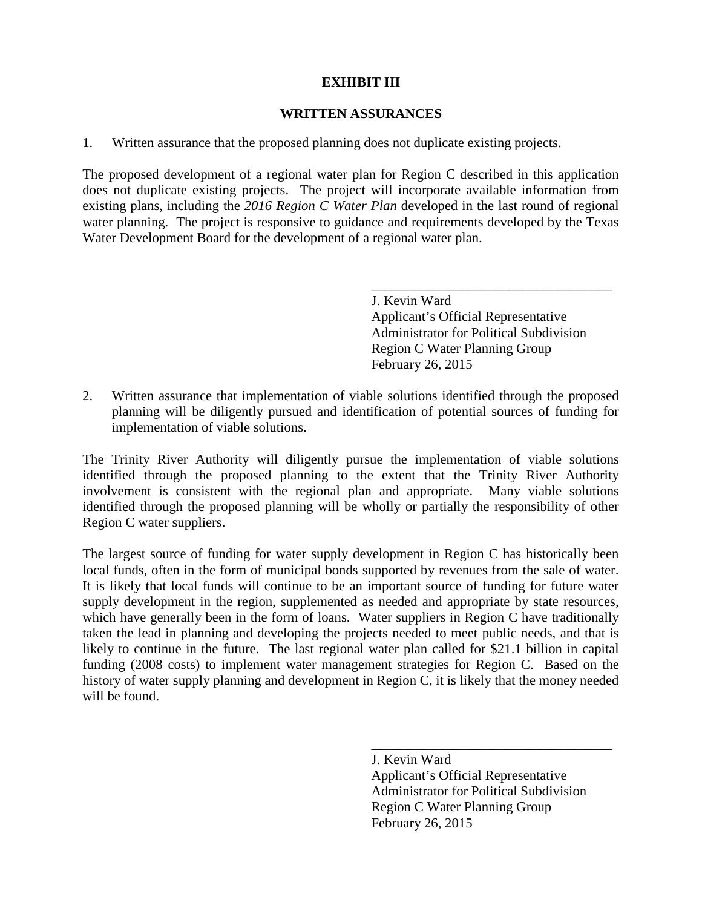# EXHIBIT III

## WRITTEN ASSURANCES

1. Written assurance that the proposed planning does not duplicate existing projects.

The proposed development of a regional water plan for Region C described in this application does not duplicate existing projects. The project will incorporate available information from existing plans, including the *2016 Region C Water Plan* developed in the last round of regional water planning. The project is responsive to guidance and requirements developed by the Texas Water Development Board for the development of a regional water plan.

\_\_\_\_\_\_\_\_\_\_\_\_\_\_\_\_\_\_\_\_\_\_\_\_\_\_\_\_\_\_\_\_\_\_\_\_
J. Kevin Ward
Applicant's Official Representative
Administrator for Political Subdivision
Region C Water Planning Group
February 26, 2015

2. Written assurance that implementation of viable solutions identified through the proposed planning will be diligently pursued and identification of potential sources of funding for implementation of viable solutions.

The Trinity River Authority will diligently pursue the implementation of viable solutions identified through the proposed planning to the extent that the Trinity River Authority involvement is consistent with the regional plan and appropriate. Many viable solutions identified through the proposed planning will be wholly or partially the responsibility of other Region C water suppliers.

The largest source of funding for water supply development in Region C has historically been local funds, often in the form of municipal bonds supported by revenues from the sale of water. It is likely that local funds will continue to be an important source of funding for future water supply development in the region, supplemented as needed and appropriate by state resources, which have generally been in the form of loans. Water suppliers in Region C have traditionally taken the lead in planning and developing the projects needed to meet public needs, and that is likely to continue in the future. The last regional water plan called for $21.1 billion in capital funding (2008 costs) to implement water management strategies for Region C. Based on the history of water supply planning and development in Region C, it is likely that the money needed will be found.

\_\_\_\_\_\_\_\_\_\_\_\_\_\_\_\_\_\_\_\_\_\_\_\_\_\_\_\_\_\_\_\_\_\_\_\_
J. Kevin Ward
Applicant's Official Representative
Administrator for Political Subdivision
Region C Water Planning Group
February 26, 2015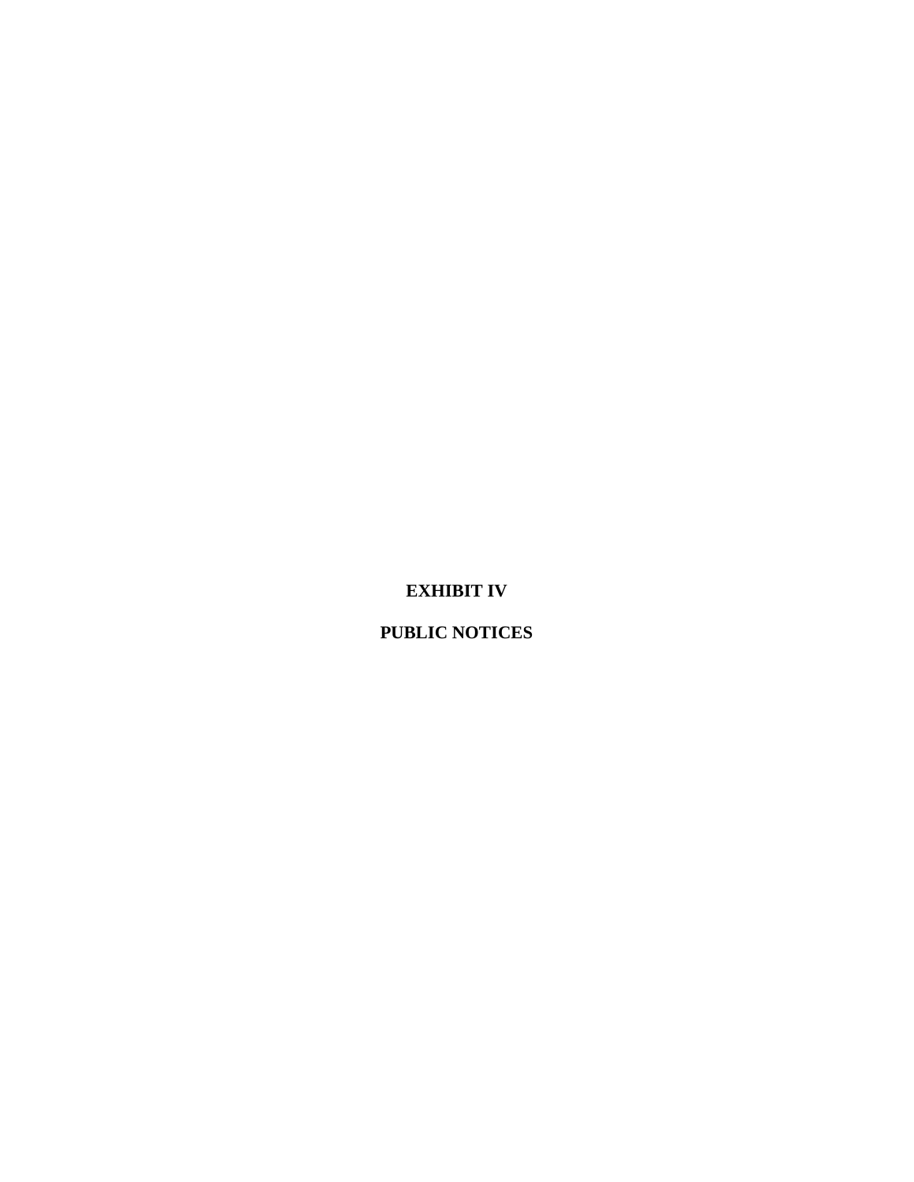**EXHIBIT IV**

**PUBLIC NOTICES**